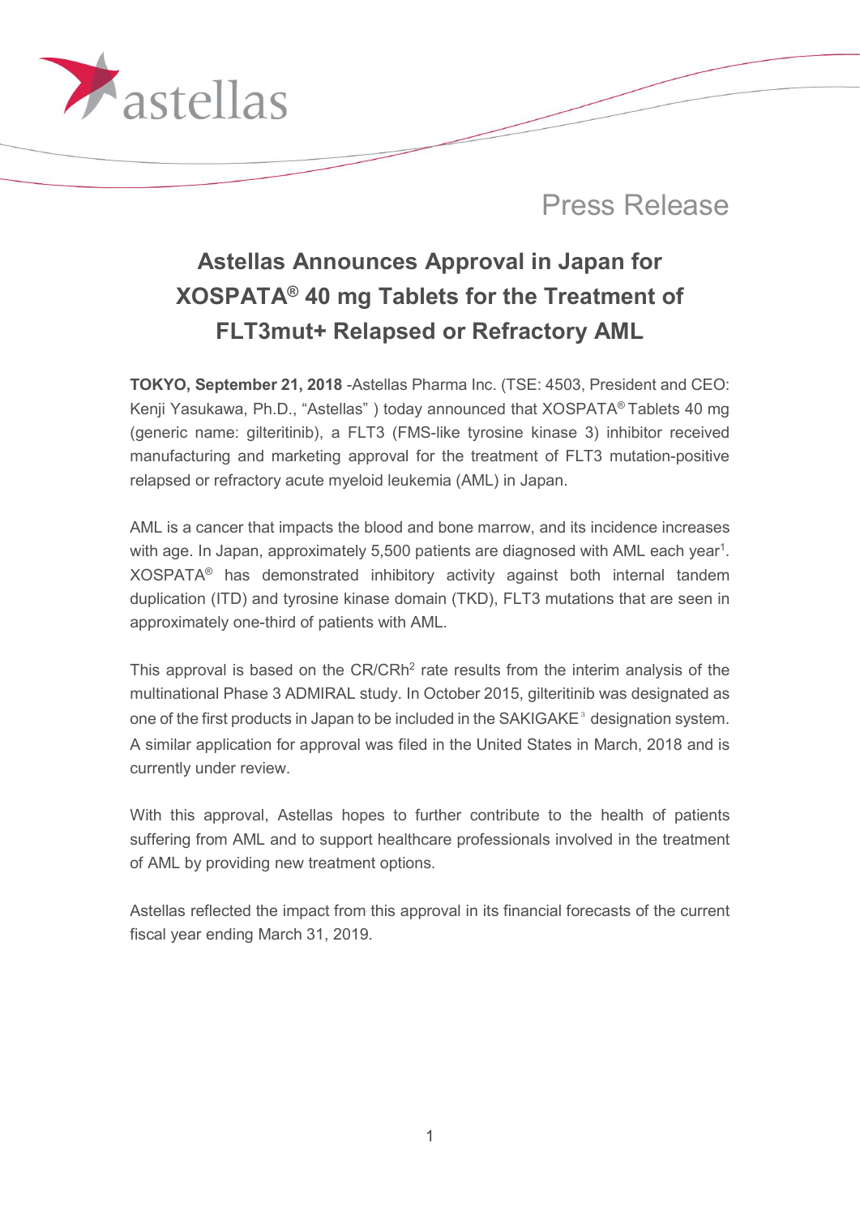Press Release

# Astellas Announces Approval in Japan for XOSPATA® 40 mg Tablets for the Treatment of FLT3mut+ Relapsed or Refractory AML

**TOKYO, September 21, 2018** -Astellas Pharma Inc. (TSE: 4503, President and CEO: Kenji Yasukawa, Ph.D., "Astellas" ) today announced that XOSPATA® Tablets 40 mg (generic name: gilteritinib), a FLT3 (FMS-like tyrosine kinase 3) inhibitor received manufacturing and marketing approval for the treatment of FLT3 mutation-positive relapsed or refractory acute myeloid leukemia (AML) in Japan.

AML is a cancer that impacts the blood and bone marrow, and its incidence increases with age. In Japan, approximately 5,500 patients are diagnosed with AML each year[1]. XOSPATA® has demonstrated inhibitory activity against both internal tandem duplication (ITD) and tyrosine kinase domain (TKD), FLT3 mutations that are seen in approximately one-third of patients with AML.

This approval is based on the CR/CRh[2] rate results from the interim analysis of the multinational Phase 3 ADMIRAL study. In October 2015, gilteritinib was designated as one of the first products in Japan to be included in the SAKIGAKE[3] designation system. A similar application for approval was filed in the United States in March, 2018 and is currently under review.

With this approval, Astellas hopes to further contribute to the health of patients suffering from AML and to support healthcare professionals involved in the treatment of AML by providing new treatment options.

Astellas reflected the impact from this approval in its financial forecasts of the current fiscal year ending March 31, 2019.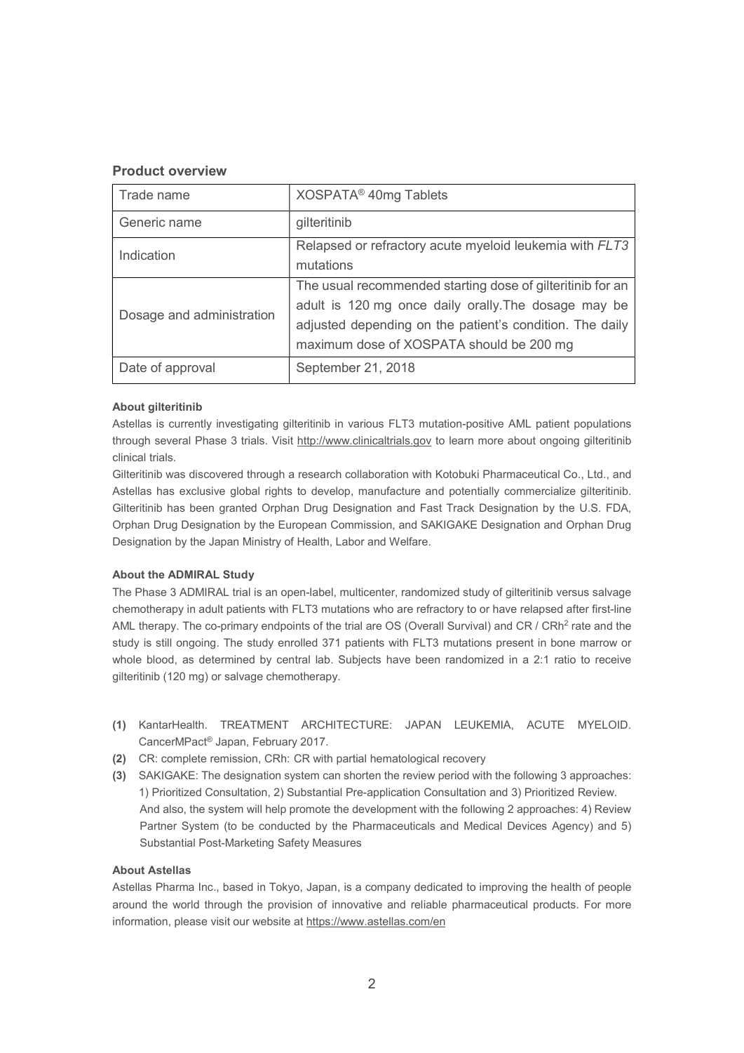## Product overview

| Trade name | XOSPATA® 40mg Tablets |
|---|---|
| Generic name | gilteritinib |
| Indication | Relapsed or refractory acute myeloid leukemia with *FLT3* mutations |
| Dosage and administration | The usual recommended starting dose of gilteritinib for an adult is 120 mg once daily orally.The dosage may be adjusted depending on the patient's condition. The daily maximum dose of XOSPATA should be 200 mg |
| Date of approval | September 21, 2018 |

**About gilteritinib**

Astellas is currently investigating gilteritinib in various FLT3 mutation-positive AML patient populations through several Phase 3 trials. Visit http://www.clinicaltrials.gov to learn more about ongoing gilteritinib clinical trials.

Gilteritinib was discovered through a research collaboration with Kotobuki Pharmaceutical Co., Ltd., and Astellas has exclusive global rights to develop, manufacture and potentially commercialize gilteritinib. Gilteritinib has been granted Orphan Drug Designation and Fast Track Designation by the U.S. FDA, Orphan Drug Designation by the European Commission, and SAKIGAKE Designation and Orphan Drug Designation by the Japan Ministry of Health, Labor and Welfare.

**About the ADMIRAL Study**

The Phase 3 ADMIRAL trial is an open-label, multicenter, randomized study of gilteritinib versus salvage chemotherapy in adult patients with FLT3 mutations who are refractory to or have relapsed after first-line AML therapy. The co-primary endpoints of the trial are OS (Overall Survival) and CR / CRh[2] rate and the study is still ongoing. The study enrolled 371 patients with FLT3 mutations present in bone marrow or whole blood, as determined by central lab. Subjects have been randomized in a 2:1 ratio to receive gilteritinib (120 mg) or salvage chemotherapy.

**(1)** KantarHealth. TREATMENT ARCHITECTURE: JAPAN LEUKEMIA, ACUTE MYELOID. CancerMPact® Japan, February 2017.

**(2)** CR: complete remission, CRh: CR with partial hematological recovery

**(3)** SAKIGAKE: The designation system can shorten the review period with the following 3 approaches: 1) Prioritized Consultation, 2) Substantial Pre-application Consultation and 3) Prioritized Review. And also, the system will help promote the development with the following 2 approaches: 4) Review Partner System (to be conducted by the Pharmaceuticals and Medical Devices Agency) and 5) Substantial Post-Marketing Safety Measures

**About Astellas**

Astellas Pharma Inc., based in Tokyo, Japan, is a company dedicated to improving the health of people around the world through the provision of innovative and reliable pharmaceutical products. For more information, please visit our website at https://www.astellas.com/en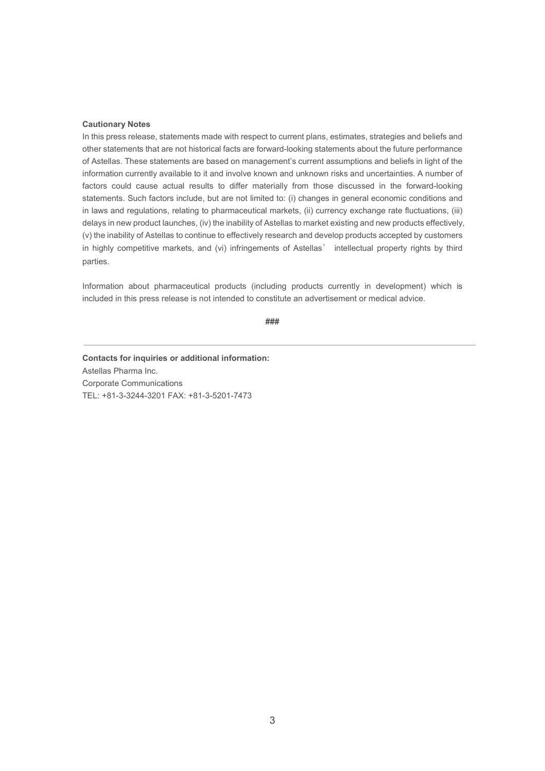**Cautionary Notes**

In this press release, statements made with respect to current plans, estimates, strategies and beliefs and other statements that are not historical facts are forward-looking statements about the future performance of Astellas. These statements are based on management's current assumptions and beliefs in light of the information currently available to it and involve known and unknown risks and uncertainties. A number of factors could cause actual results to differ materially from those discussed in the forward-looking statements. Such factors include, but are not limited to: (i) changes in general economic conditions and in laws and regulations, relating to pharmaceutical markets, (ii) currency exchange rate fluctuations, (iii) delays in new product launches, (iv) the inability of Astellas to market existing and new products effectively, (v) the inability of Astellas to continue to effectively research and develop products accepted by customers in highly competitive markets, and (vi) infringements of Astellas' intellectual property rights by third parties.

Information about pharmaceutical products (including products currently in development) which is included in this press release is not intended to constitute an advertisement or medical advice.

###

---

**Contacts for inquiries or additional information:**

Astellas Pharma Inc.
Corporate Communications
TEL: +81-3-3244-3201 FAX: +81-3-5201-7473